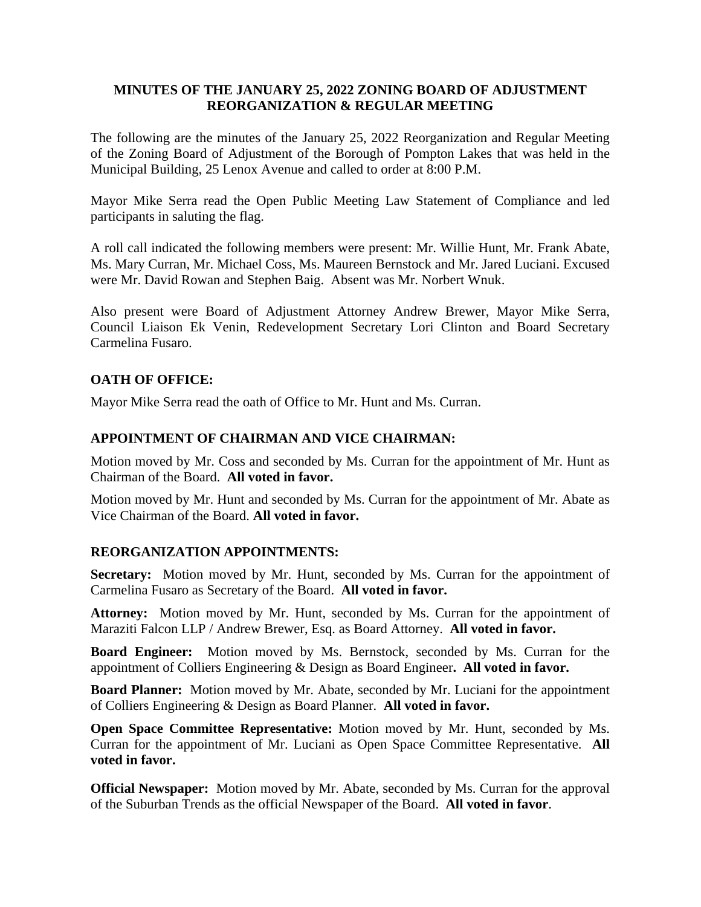# MINUTES OF THE JANUARY 25, 2022 ZONING BOARD OF ADJUSTMENT REORGANIZATION & REGULAR MEETING

The following are the minutes of the January 25, 2022 Reorganization and Regular Meeting of the Zoning Board of Adjustment of the Borough of Pompton Lakes that was held in the Municipal Building, 25 Lenox Avenue and called to order at 8:00 P.M.

Mayor Mike Serra read the Open Public Meeting Law Statement of Compliance and led participants in saluting the flag.

A roll call indicated the following members were present: Mr. Willie Hunt, Mr. Frank Abate, Ms. Mary Curran, Mr. Michael Coss, Ms. Maureen Bernstock and Mr. Jared Luciani. Excused were Mr. David Rowan and Stephen Baig. Absent was Mr. Norbert Wnuk.

Also present were Board of Adjustment Attorney Andrew Brewer, Mayor Mike Serra, Council Liaison Ek Venin, Redevelopment Secretary Lori Clinton and Board Secretary Carmelina Fusaro.

## OATH OF OFFICE:

Mayor Mike Serra read the oath of Office to Mr. Hunt and Ms. Curran.

## APPOINTMENT OF CHAIRMAN AND VICE CHAIRMAN:

Motion moved by Mr. Coss and seconded by Ms. Curran for the appointment of Mr. Hunt as Chairman of the Board. **All voted in favor.**

Motion moved by Mr. Hunt and seconded by Ms. Curran for the appointment of Mr. Abate as Vice Chairman of the Board. **All voted in favor.**

## REORGANIZATION APPOINTMENTS:

**Secretary:** Motion moved by Mr. Hunt, seconded by Ms. Curran for the appointment of Carmelina Fusaro as Secretary of the Board. **All voted in favor.**

**Attorney:** Motion moved by Mr. Hunt, seconded by Ms. Curran for the appointment of Maraziti Falcon LLP / Andrew Brewer, Esq. as Board Attorney. **All voted in favor.**

**Board Engineer:** Motion moved by Ms. Bernstock, seconded by Ms. Curran for the appointment of Colliers Engineering & Design as Board Engineer**. All voted in favor.**

**Board Planner:** Motion moved by Mr. Abate, seconded by Mr. Luciani for the appointment of Colliers Engineering & Design as Board Planner. **All voted in favor.**

**Open Space Committee Representative:** Motion moved by Mr. Hunt, seconded by Ms. Curran for the appointment of Mr. Luciani as Open Space Committee Representative. **All voted in favor.**

**Official Newspaper:** Motion moved by Mr. Abate, seconded by Ms. Curran for the approval of the Suburban Trends as the official Newspaper of the Board. **All voted in favor**.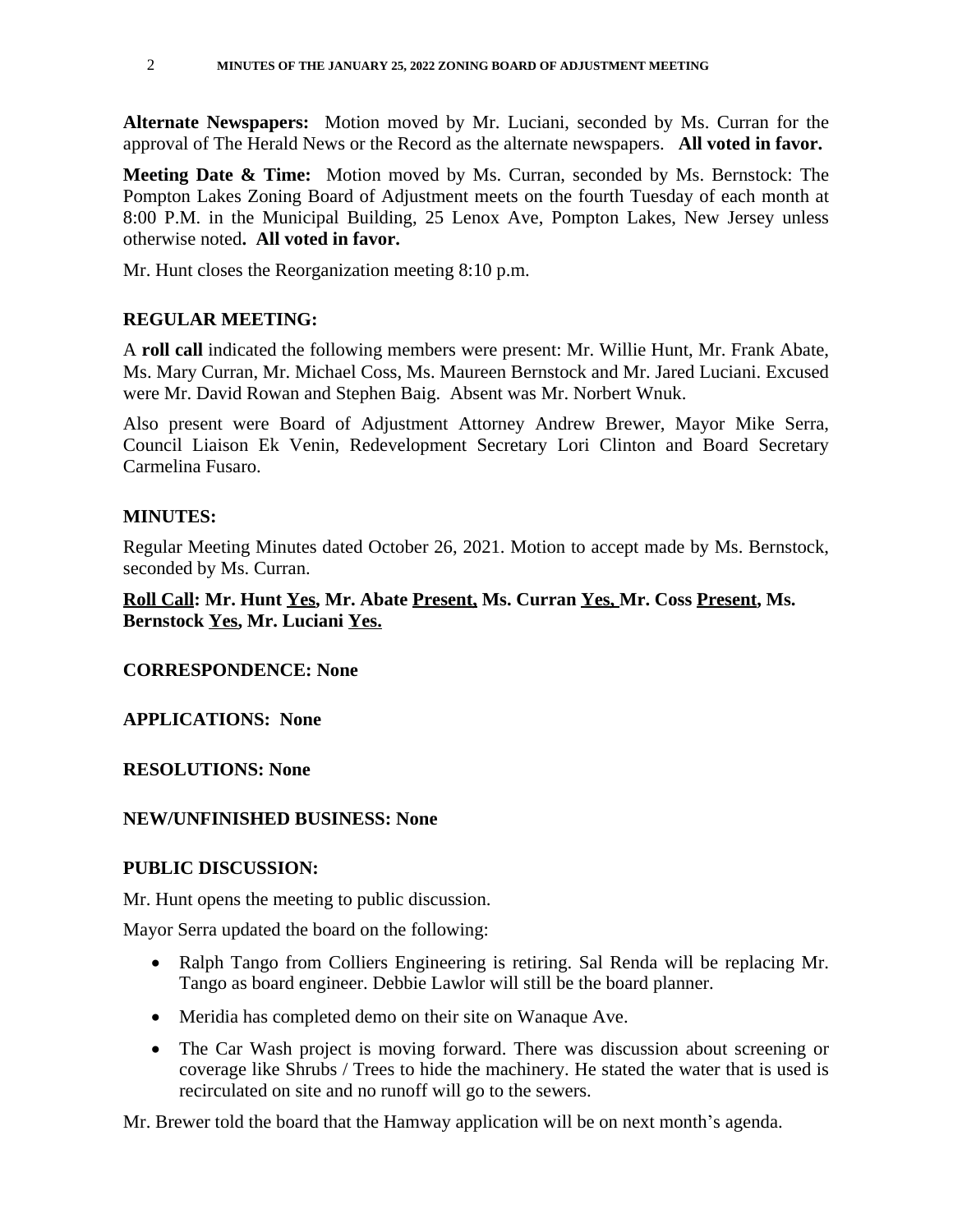**Alternate Newspapers:** Motion moved by Mr. Luciani, seconded by Ms. Curran for the approval of The Herald News or the Record as the alternate newspapers. **All voted in favor.**

**Meeting Date & Time:** Motion moved by Ms. Curran, seconded by Ms. Bernstock: The Pompton Lakes Zoning Board of Adjustment meets on the fourth Tuesday of each month at 8:00 P.M. in the Municipal Building, 25 Lenox Ave, Pompton Lakes, New Jersey unless otherwise noted**. All voted in favor.**

Mr. Hunt closes the Reorganization meeting 8:10 p.m.

## REGULAR MEETING:

A **roll call** indicated the following members were present: Mr. Willie Hunt, Mr. Frank Abate, Ms. Mary Curran, Mr. Michael Coss, Ms. Maureen Bernstock and Mr. Jared Luciani. Excused were Mr. David Rowan and Stephen Baig. Absent was Mr. Norbert Wnuk.

Also present were Board of Adjustment Attorney Andrew Brewer, Mayor Mike Serra, Council Liaison Ek Venin, Redevelopment Secretary Lori Clinton and Board Secretary Carmelina Fusaro.

## MINUTES:

Regular Meeting Minutes dated October 26, 2021. Motion to accept made by Ms. Bernstock, seconded by Ms. Curran.

**Roll Call: Mr. Hunt Yes, Mr. Abate Present, Ms. Curran Yes, Mr. Coss Present, Ms. Bernstock Yes, Mr. Luciani Yes.**

**CORRESPONDENCE: None**

**APPLICATIONS: None**

**RESOLUTIONS: None**

**NEW/UNFINISHED BUSINESS: None**

## PUBLIC DISCUSSION:

Mr. Hunt opens the meeting to public discussion.

Mayor Serra updated the board on the following:

- Ralph Tango from Colliers Engineering is retiring. Sal Renda will be replacing Mr. Tango as board engineer. Debbie Lawlor will still be the board planner.
- Meridia has completed demo on their site on Wanaque Ave.
- The Car Wash project is moving forward. There was discussion about screening or coverage like Shrubs / Trees to hide the machinery. He stated the water that is used is recirculated on site and no runoff will go to the sewers.

Mr. Brewer told the board that the Hamway application will be on next month's agenda.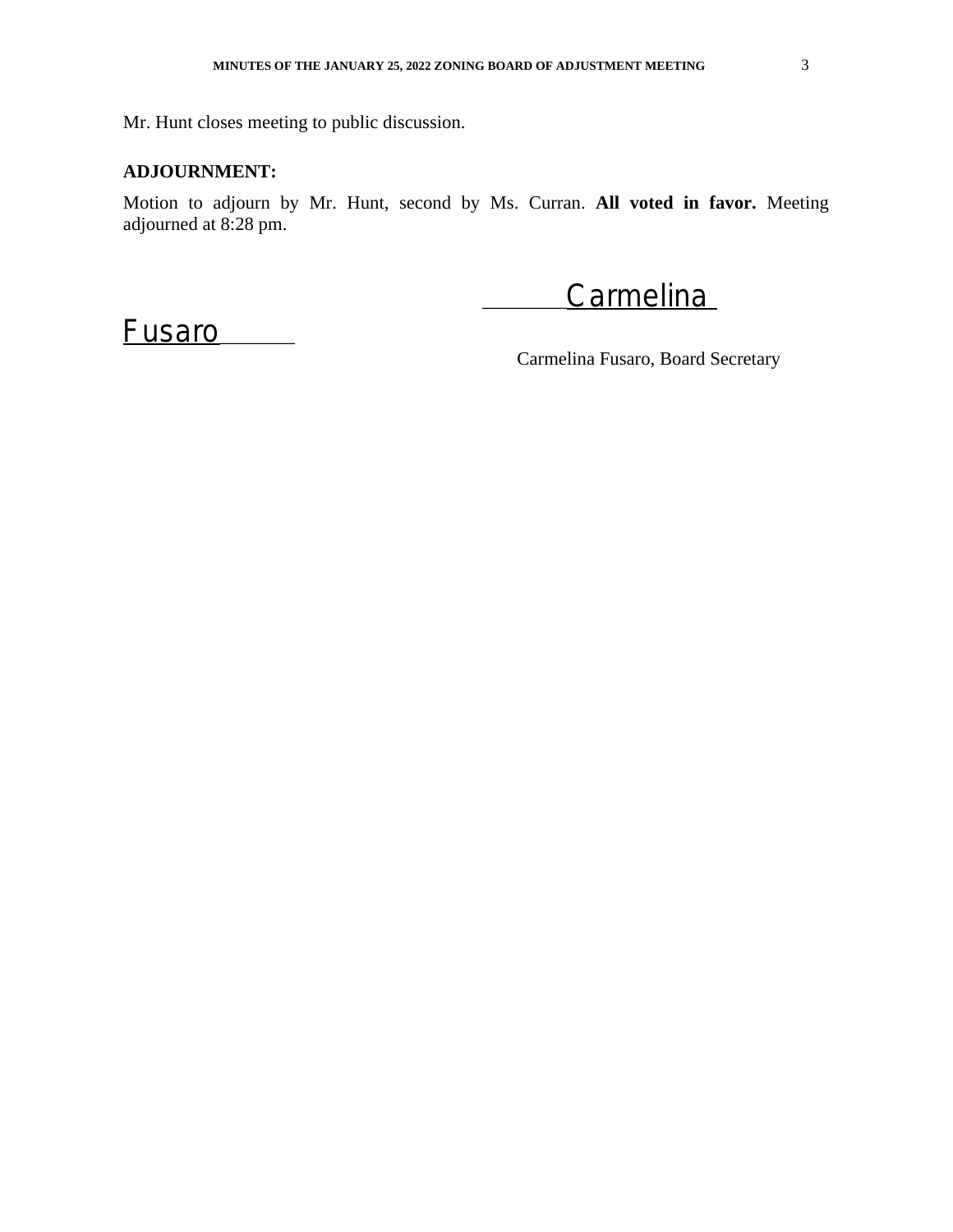Mr. Hunt closes meeting to public discussion.

**ADJOURNMENT:**

Motion to adjourn by Mr. Hunt, second by Ms. Curran. **All voted in favor.** Meeting adjourned at 8:28 pm.

Carmelina Fusaro

Carmelina Fusaro, Board Secretary